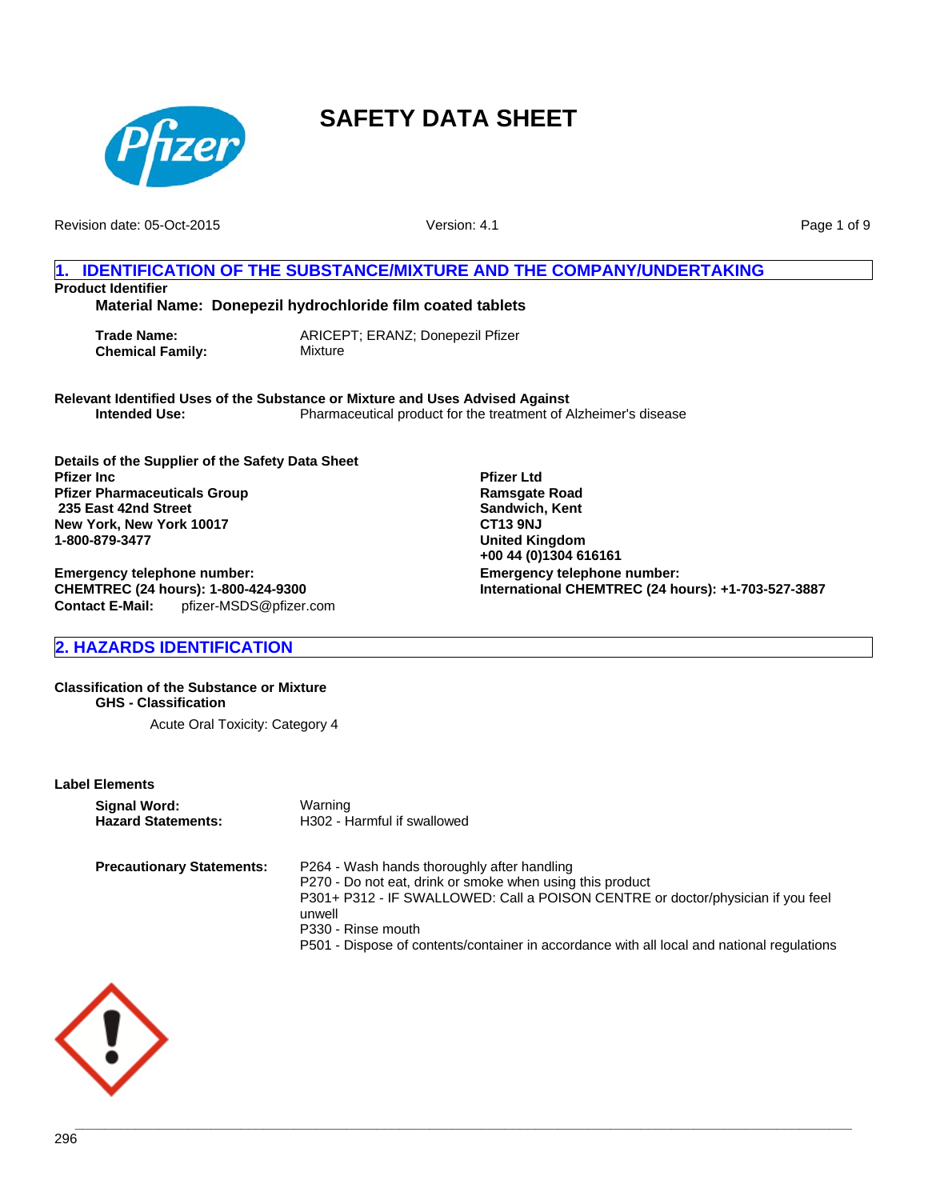# SAFETY DATA SHEET

Revision date: 05-Oct-2015

Version: 4.1

## 1. IDENTIFICATION OF THE SUBSTANCE/MIXTURE AND THE COMPANY/UNDERTAKING

**Product Identifier**

**Material Name: Donepezil hydrochloride film coated tablets**

| | |
|---|---|
| **Trade Name:** | ARICEPT; ERANZ; Donepezil Pfizer |
| **Chemical Family:** | Mixture |

**Relevant Identified Uses of the Substance or Mixture and Uses Advised Against**

**Intended Use:** Pharmaceutical product for the treatment of Alzheimer's disease

**Details of the Supplier of the Safety Data Sheet**

**Pfizer Inc**
**Pfizer Pharmaceuticals Group**
**235 East 42nd Street**
**New York, New York 10017**
**1-800-879-3477**

**Emergency telephone number:**
**CHEMTREC (24 hours): 1-800-424-9300**
**Contact E-Mail:** pfizer-MSDS@pfizer.com

**Pfizer Ltd**
**Ramsgate Road**
**Sandwich, Kent**
**CT13 9NJ**
**United Kingdom**
**+00 44 (0)1304 616161**

**Emergency telephone number:**
**International CHEMTREC (24 hours): +1-703-527-3887**

## 2. HAZARDS IDENTIFICATION

**Classification of the Substance or Mixture**

**GHS - Classification**

Acute Oral Toxicity: Category 4

**Label Elements**

| | |
|---|---|
| **Signal Word:** | Warning |
| **Hazard Statements:** | H302 - Harmful if swallowed |

**Precautionary Statements:**

P264 - Wash hands thoroughly after handling
P270 - Do not eat, drink or smoke when using this product
P301+ P312 - IF SWALLOWED: Call a POISON CENTRE or doctor/physician if you feel unwell
P330 - Rinse mouth
P501 - Dispose of contents/container in accordance with all local and national regulations

296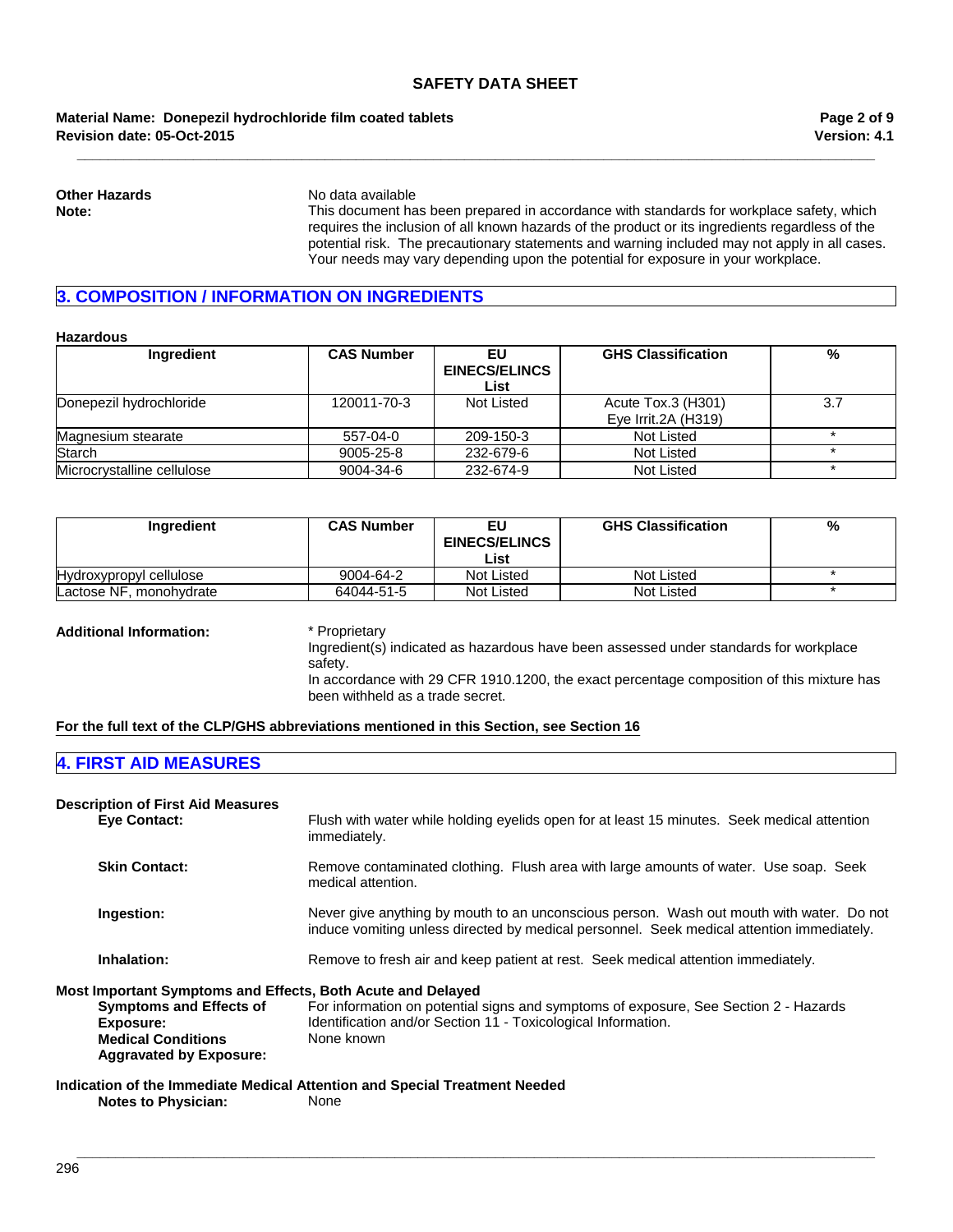**Other Hazards** No data available

**Note:** This document has been prepared in accordance with standards for workplace safety, which requires the inclusion of all known hazards of the product or its ingredients regardless of the potential risk. The precautionary statements and warning included may not apply in all cases. Your needs may vary depending upon the potential for exposure in your workplace.

## 3. COMPOSITION / INFORMATION ON INGREDIENTS

**Hazardous**

| Ingredient | CAS Number | EU EINECS/ELINCS List | GHS Classification | % |
|---|---|---|---|---|
| Donepezil hydrochloride | 120011-70-3 | Not Listed | Acute Tox.3 (H301) Eye Irrit.2A (H319) | 3.7 |
| Magnesium stearate | 557-04-0 | 209-150-3 | Not Listed | * |
| Starch | 9005-25-8 | 232-679-6 | Not Listed | * |
| Microcrystalline cellulose | 9004-34-6 | 232-674-9 | Not Listed | * |

| Ingredient | CAS Number | EU EINECS/ELINCS List | GHS Classification | % |
|---|---|---|---|---|
| Hydroxypropyl cellulose | 9004-64-2 | Not Listed | Not Listed | * |
| Lactose NF, monohydrate | 64044-51-5 | Not Listed | Not Listed | * |

**Additional Information:** * Proprietary
Ingredient(s) indicated as hazardous have been assessed under standards for workplace safety.
In accordance with 29 CFR 1910.1200, the exact percentage composition of this mixture has been withheld as a trade secret.

**For the full text of the CLP/GHS abbreviations mentioned in this Section, see Section 16**

## 4. FIRST AID MEASURES

**Description of First Aid Measures**

**Eye Contact:** Flush with water while holding eyelids open for at least 15 minutes. Seek medical attention immediately.

**Skin Contact:** Remove contaminated clothing. Flush area with large amounts of water. Use soap. Seek medical attention.

**Ingestion:** Never give anything by mouth to an unconscious person. Wash out mouth with water. Do not induce vomiting unless directed by medical personnel. Seek medical attention immediately.

**Inhalation:** Remove to fresh air and keep patient at rest. Seek medical attention immediately.

**Most Important Symptoms and Effects, Both Acute and Delayed**

**Symptoms and Effects of Exposure:** For information on potential signs and symptoms of exposure, See Section 2 - Hazards Identification and/or Section 11 - Toxicological Information.

**Medical Conditions Aggravated by Exposure:** None known

**Indication of the Immediate Medical Attention and Special Treatment Needed**

**Notes to Physician:** None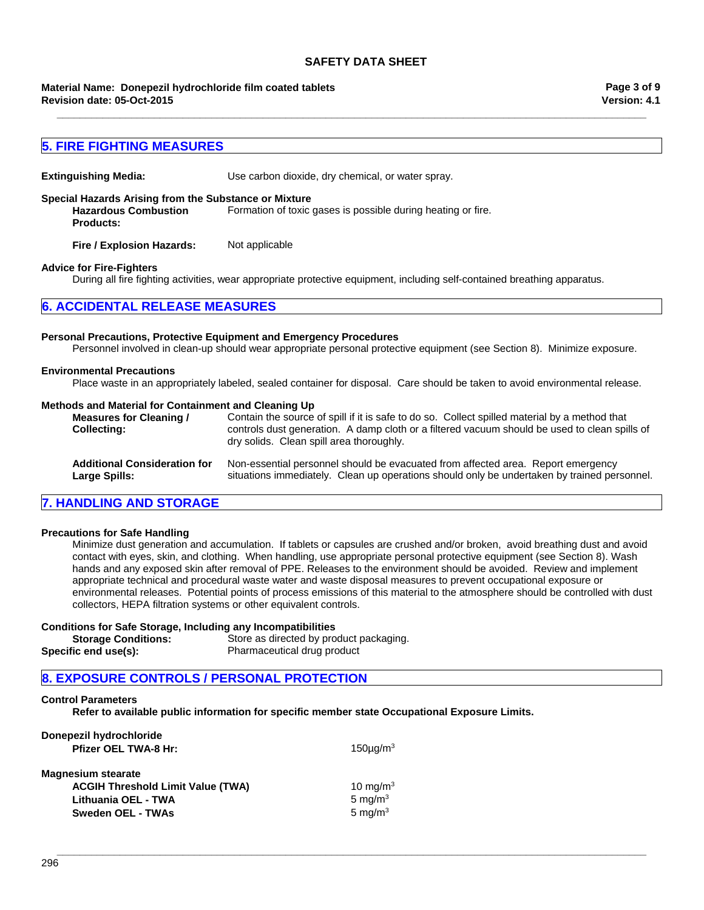## 5. FIRE FIGHTING MEASURES

**Extinguishing Media:** Use carbon dioxide, dry chemical, or water spray.

**Special Hazards Arising from the Substance or Mixture**

**Hazardous Combustion Products:** Formation of toxic gases is possible during heating or fire.

**Fire / Explosion Hazards:** Not applicable

**Advice for Fire-Fighters**

During all fire fighting activities, wear appropriate protective equipment, including self-contained breathing apparatus.

## 6. ACCIDENTAL RELEASE MEASURES

**Personal Precautions, Protective Equipment and Emergency Procedures**

Personnel involved in clean-up should wear appropriate personal protective equipment (see Section 8). Minimize exposure.

**Environmental Precautions**

Place waste in an appropriately labeled, sealed container for disposal. Care should be taken to avoid environmental release.

**Methods and Material for Containment and Cleaning Up**

**Measures for Cleaning / Collecting:** Contain the source of spill if it is safe to do so. Collect spilled material by a method that controls dust generation. A damp cloth or a filtered vacuum should be used to clean spills of dry solids. Clean spill area thoroughly.

**Additional Consideration for Large Spills:** Non-essential personnel should be evacuated from affected area. Report emergency situations immediately. Clean up operations should only be undertaken by trained personnel.

## 7. HANDLING AND STORAGE

**Precautions for Safe Handling**

Minimize dust generation and accumulation. If tablets or capsules are crushed and/or broken, avoid breathing dust and avoid contact with eyes, skin, and clothing. When handling, use appropriate personal protective equipment (see Section 8). Wash hands and any exposed skin after removal of PPE. Releases to the environment should be avoided. Review and implement appropriate technical and procedural waste water and waste disposal measures to prevent occupational exposure or environmental releases. Potential points of process emissions of this material to the atmosphere should be controlled with dust collectors, HEPA filtration systems or other equivalent controls.

**Conditions for Safe Storage, Including any Incompatibilities**

**Storage Conditions:** Store as directed by product packaging.

**Specific end use(s):** Pharmaceutical drug product

## 8. EXPOSURE CONTROLS / PERSONAL PROTECTION

**Control Parameters**

**Refer to available public information for specific member state Occupational Exposure Limits.**

**Donepezil hydrochloride**

| | |
|---|---|
| **Pfizer OEL TWA-8 Hr:** | 150µg/m$^3$ |

**Magnesium stearate**

| | |
|---|---|
| **ACGIH Threshold Limit Value (TWA)** | 10 mg/m$^3$ |
| **Lithuania OEL - TWA** | 5 mg/m$^3$ |
| **Sweden OEL - TWAs** | 5 mg/m$^3$ |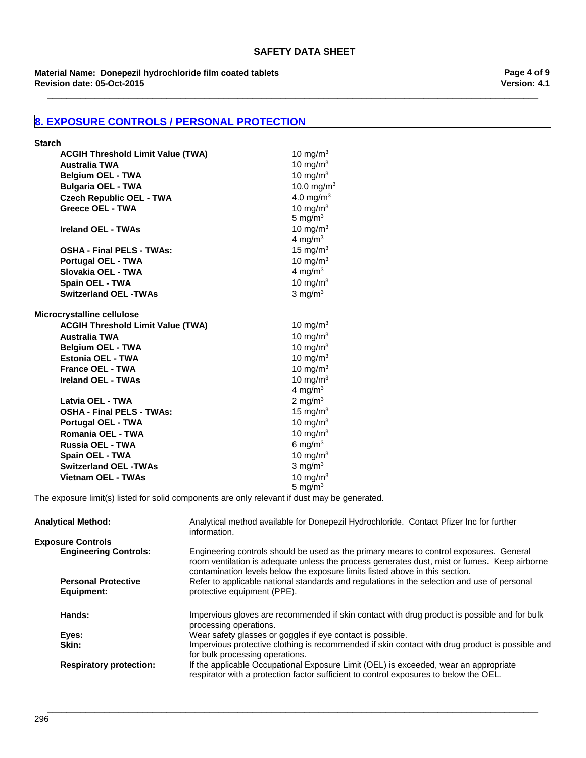## 8. EXPOSURE CONTROLS / PERSONAL PROTECTION

**Starch**

| | |
|---|---|
| **ACGIH Threshold Limit Value (TWA)** | 10 mg/m$^3$ |
| **Australia TWA** | 10 mg/m$^3$ |
| **Belgium OEL - TWA** | 10 mg/m$^3$ |
| **Bulgaria OEL - TWA** | 10.0 mg/m$^3$ |
| **Czech Republic OEL - TWA** | 4.0 mg/m$^3$ |
| **Greece OEL - TWA** | 10 mg/m$^3$<br>5 mg/m$^3$ |
| **Ireland OEL - TWAs** | 10 mg/m$^3$<br>4 mg/m$^3$ |
| **OSHA - Final PELS - TWAs:** | 15 mg/m$^3$ |
| **Portugal OEL - TWA** | 10 mg/m$^3$ |
| **Slovakia OEL - TWA** | 4 mg/m$^3$ |
| **Spain OEL - TWA** | 10 mg/m$^3$ |
| **Switzerland OEL -TWAs** | 3 mg/m$^3$ |

**Microcrystalline cellulose**

| | |
|---|---|
| **ACGIH Threshold Limit Value (TWA)** | 10 mg/m$^3$ |
| **Australia TWA** | 10 mg/m$^3$ |
| **Belgium OEL - TWA** | 10 mg/m$^3$ |
| **Estonia OEL - TWA** | 10 mg/m$^3$ |
| **France OEL - TWA** | 10 mg/m$^3$ |
| **Ireland OEL - TWAs** | 10 mg/m$^3$<br>4 mg/m$^3$ |
| **Latvia OEL - TWA** | 2 mg/m$^3$ |
| **OSHA - Final PELS - TWAs:** | 15 mg/m$^3$ |
| **Portugal OEL - TWA** | 10 mg/m$^3$ |
| **Romania OEL - TWA** | 10 mg/m$^3$ |
| **Russia OEL - TWA** | 6 mg/m$^3$ |
| **Spain OEL - TWA** | 10 mg/m$^3$ |
| **Switzerland OEL -TWAs** | 3 mg/m$^3$ |
| **Vietnam OEL - TWAs** | 10 mg/m$^3$<br>5 mg/m$^3$ |

The exposure limit(s) listed for solid components are only relevant if dust may be generated.

**Analytical Method:** Analytical method available for Donepezil Hydrochloride. Contact Pfizer Inc for further information.

**Exposure Controls**

**Engineering Controls:** Engineering controls should be used as the primary means to control exposures. General room ventilation is adequate unless the process generates dust, mist or fumes. Keep airborne contamination levels below the exposure limits listed above in this section.

**Personal Protective Equipment:** Refer to applicable national standards and regulations in the selection and use of personal protective equipment (PPE).

**Hands:** Impervious gloves are recommended if skin contact with drug product is possible and for bulk processing operations.

**Eyes:** Wear safety glasses or goggles if eye contact is possible.

**Skin:** Impervious protective clothing is recommended if skin contact with drug product is possible and for bulk processing operations.

**Respiratory protection:** If the applicable Occupational Exposure Limit (OEL) is exceeded, wear an appropriate respirator with a protection factor sufficient to control exposures to below the OEL.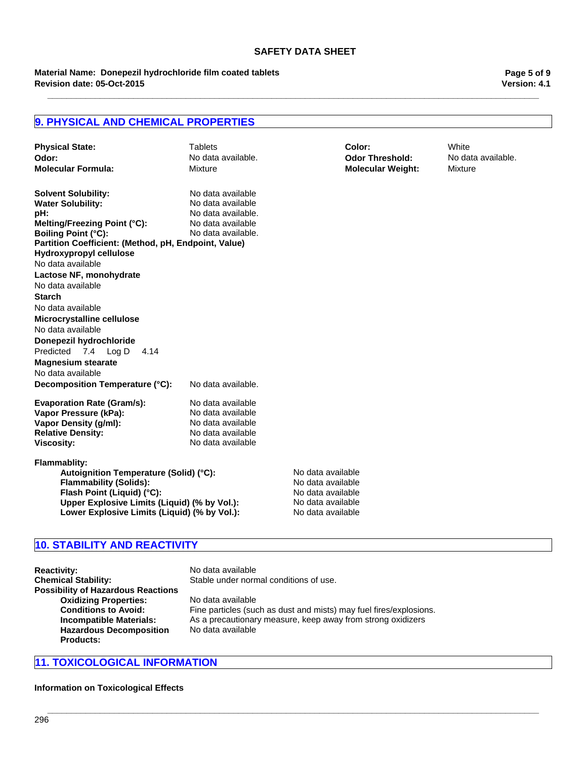## 9. PHYSICAL AND CHEMICAL PROPERTIES

**Physical State:** Tablets
**Color:** White
**Odor:** No data available.
**Odor Threshold:** No data available.
**Molecular Formula:** Mixture
**Molecular Weight:** Mixture

**Solvent Solubility:** No data available
**Water Solubility:** No data available
**pH:** No data available.
**Melting/Freezing Point (°C):** No data available
**Boiling Point (°C):** No data available.
**Partition Coefficient: (Method, pH, Endpoint, Value)**

**Hydroxypropyl cellulose**
No data available

**Lactose NF, monohydrate**
No data available

**Starch**
No data available

**Microcrystalline cellulose**
No data available

**Donepezil hydrochloride**
Predicted 7.4 Log D 4.14

**Magnesium stearate**
No data available

**Decomposition Temperature (°C):** No data available.

**Evaporation Rate (Gram/s):** No data available
**Vapor Pressure (kPa):** No data available
**Vapor Density (g/ml):** No data available
**Relative Density:** No data available
**Viscosity:** No data available

**Flammablity:**
- **Autoignition Temperature (Solid) (°C):** No data available
- **Flammability (Solids):** No data available
- **Flash Point (Liquid) (°C):** No data available
- **Upper Explosive Limits (Liquid) (% by Vol.):** No data available
- **Lower Explosive Limits (Liquid) (% by Vol.):** No data available

## 10. STABILITY AND REACTIVITY

**Reactivity:** No data available
**Chemical Stability:** Stable under normal conditions of use.
**Possibility of Hazardous Reactions**
- **Oxidizing Properties:** No data available
- **Conditions to Avoid:** Fine particles (such as dust and mists) may fuel fires/explosions.
- **Incompatible Materials:** As a precautionary measure, keep away from strong oxidizers
- **Hazardous Decomposition Products:** No data available

## 11. TOXICOLOGICAL INFORMATION

**Information on Toxicological Effects**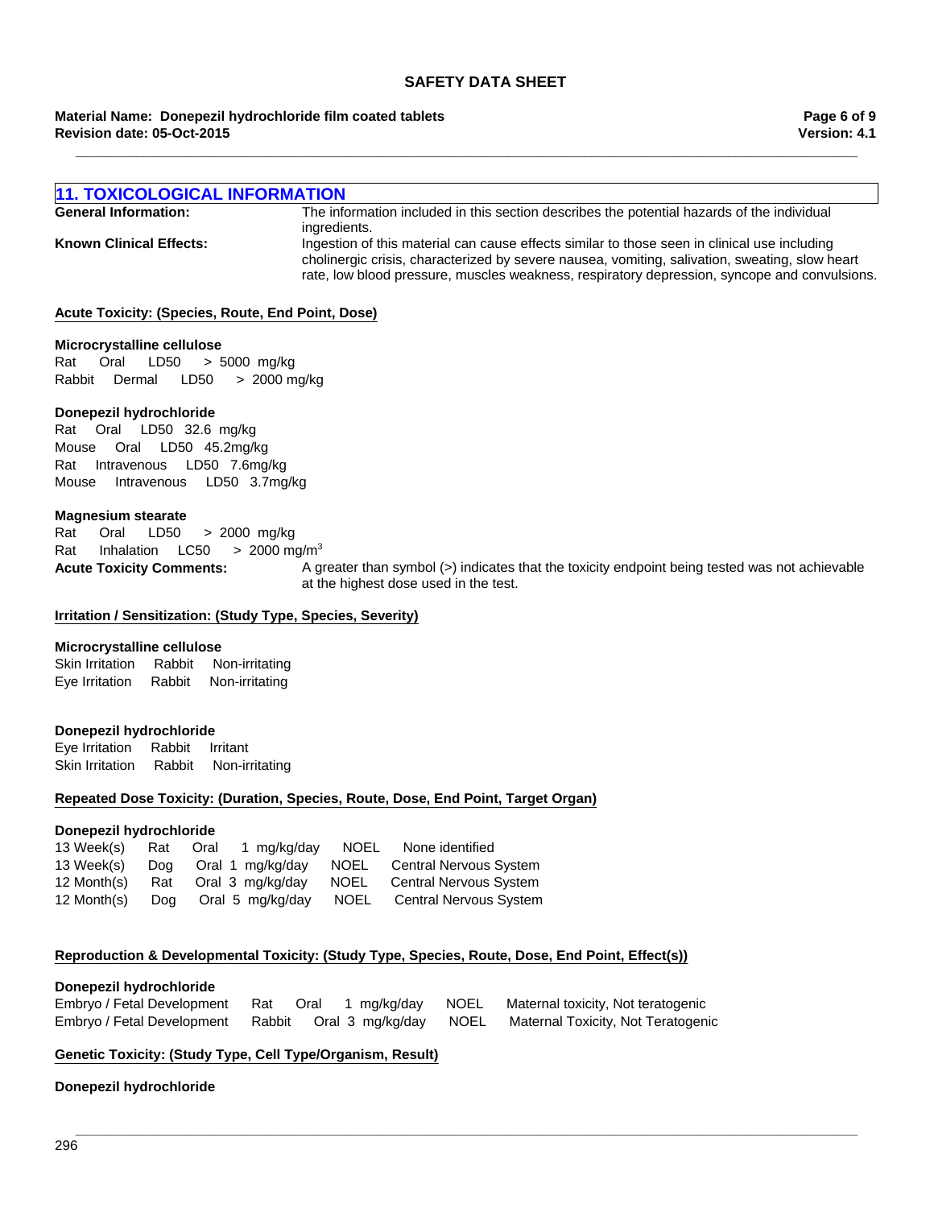## 11. TOXICOLOGICAL INFORMATION

**General Information:** The information included in this section describes the potential hazards of the individual ingredients.

**Known Clinical Effects:** Ingestion of this material can cause effects similar to those seen in clinical use including cholinergic crisis, characterized by severe nausea, vomiting, salivation, sweating, slow heart rate, low blood pressure, muscles weakness, respiratory depression, syncope and convulsions.

**Acute Toxicity: (Species, Route, End Point, Dose)**

**Microcrystalline cellulose**

Rat Oral LD50 > 5000 mg/kg
Rabbit Dermal LD50 > 2000 mg/kg

**Donepezil hydrochloride**

Rat Oral LD50 32.6 mg/kg
Mouse Oral LD50 45.2mg/kg
Rat Intravenous LD50 7.6mg/kg
Mouse Intravenous LD50 3.7mg/kg

**Magnesium stearate**

Rat Oral LD50 > 2000 mg/kg
Rat Inhalation LC50 > 2000 mg/m$^3$

**Acute Toxicity Comments:** A greater than symbol (>) indicates that the toxicity endpoint being tested was not achievable at the highest dose used in the test.

**Irritation / Sensitization: (Study Type, Species, Severity)**

**Microcrystalline cellulose**

Skin Irritation Rabbit Non-irritating
Eye Irritation Rabbit Non-irritating

**Donepezil hydrochloride**

Eye Irritation Rabbit Irritant
Skin Irritation Rabbit Non-irritating

**Repeated Dose Toxicity: (Duration, Species, Route, Dose, End Point, Target Organ)**

**Donepezil hydrochloride**

| Duration | Species | Route | Dose | End Point | Target Organ |
|---|---|---|---|---|---|
| 13 Week(s) | Rat | Oral | 1 mg/kg/day | NOEL | None identified |
| 13 Week(s) | Dog | Oral | 1 mg/kg/day | NOEL | Central Nervous System |
| 12 Month(s) | Rat | Oral | 3 mg/kg/day | NOEL | Central Nervous System |
| 12 Month(s) | Dog | Oral | 5 mg/kg/day | NOEL | Central Nervous System |

**Reproduction & Developmental Toxicity: (Study Type, Species, Route, Dose, End Point, Effect(s))**

**Donepezil hydrochloride**

| Study Type | Species | Route | Dose | End Point | Effect(s) |
|---|---|---|---|---|---|
| Embryo / Fetal Development | Rat | Oral | 1 mg/kg/day | NOEL | Maternal toxicity, Not teratogenic |
| Embryo / Fetal Development | Rabbit | Oral | 3 mg/kg/day | NOEL | Maternal Toxicity, Not Teratogenic |

**Genetic Toxicity: (Study Type, Cell Type/Organism, Result)**

**Donepezil hydrochloride**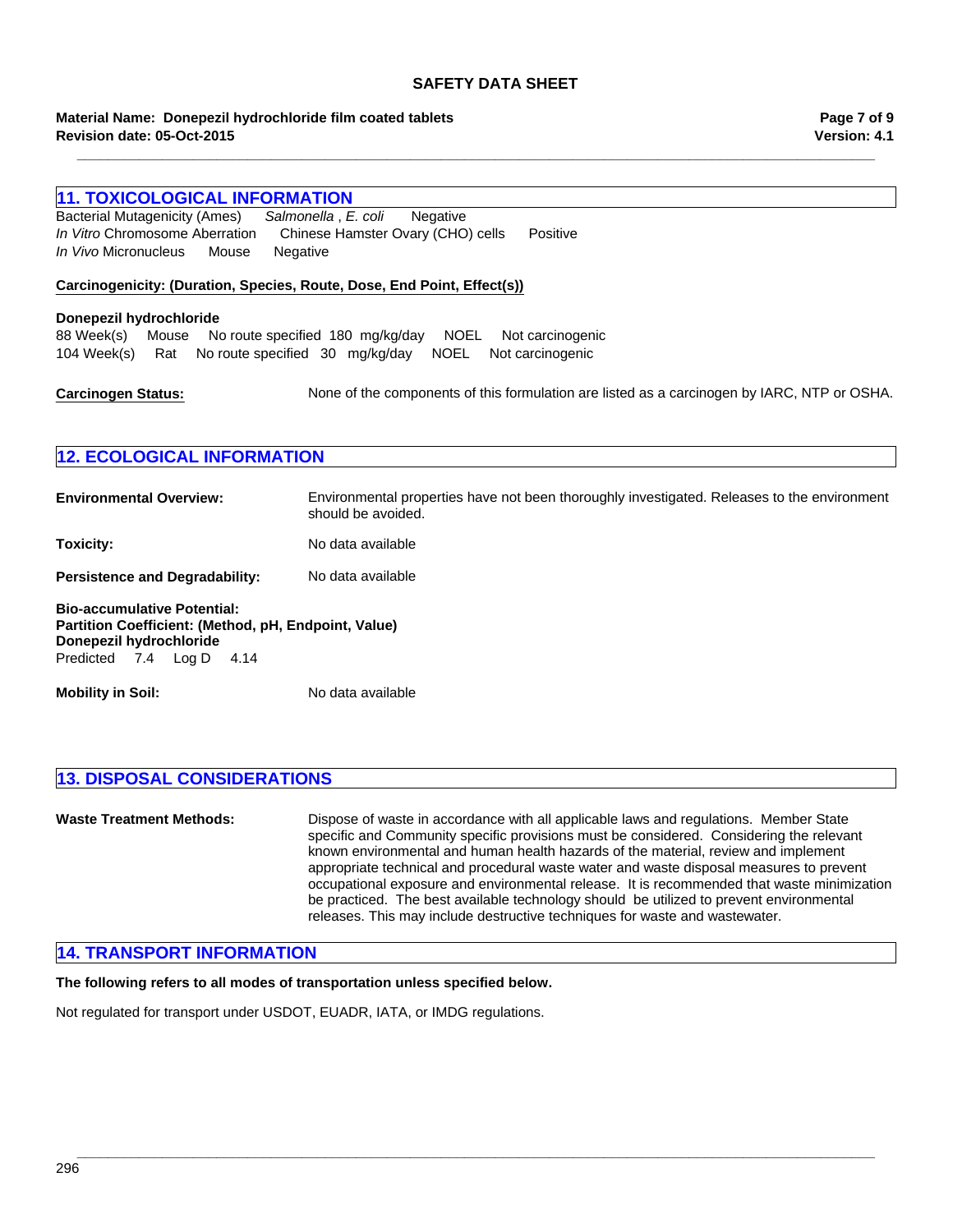## 11. TOXICOLOGICAL INFORMATION

| | | |
|---|---|---|
| Bacterial Mutagenicity (Ames) | *Salmonella* , *E. coli* | Negative |
| *In Vitro* Chromosome Aberration | Chinese Hamster Ovary (CHO) cells | Positive |
| *In Vivo* Micronucleus | Mouse | Negative |

**Carcinogenicity: (Duration, Species, Route, Dose, End Point, Effect(s))**

**Donepezil hydrochloride**

| | | | | | |
|---|---|---|---|---|---|
| 88 Week(s) | Mouse | No route specified | 180 mg/kg/day | NOEL | Not carcinogenic |
| 104 Week(s) | Rat | No route specified | 30 mg/kg/day | NOEL | Not carcinogenic |

**Carcinogen Status:** None of the components of this formulation are listed as a carcinogen by IARC, NTP or OSHA.

## 12. ECOLOGICAL INFORMATION

**Environmental Overview:** Environmental properties have not been thoroughly investigated. Releases to the environment should be avoided.

**Toxicity:** No data available

**Persistence and Degradability:** No data available

**Bio-accumulative Potential:**
**Partition Coefficient: (Method, pH, Endpoint, Value)**
**Donepezil hydrochloride**
Predicted 7.4 Log D 4.14

**Mobility in Soil:** No data available

## 13. DISPOSAL CONSIDERATIONS

**Waste Treatment Methods:** Dispose of waste in accordance with all applicable laws and regulations. Member State specific and Community specific provisions must be considered. Considering the relevant known environmental and human health hazards of the material, review and implement appropriate technical and procedural waste water and waste disposal measures to prevent occupational exposure and environmental release. It is recommended that waste minimization be practiced. The best available technology should be utilized to prevent environmental releases. This may include destructive techniques for waste and wastewater.

## 14. TRANSPORT INFORMATION

**The following refers to all modes of transportation unless specified below.**

Not regulated for transport under USDOT, EUADR, IATA, or IMDG regulations.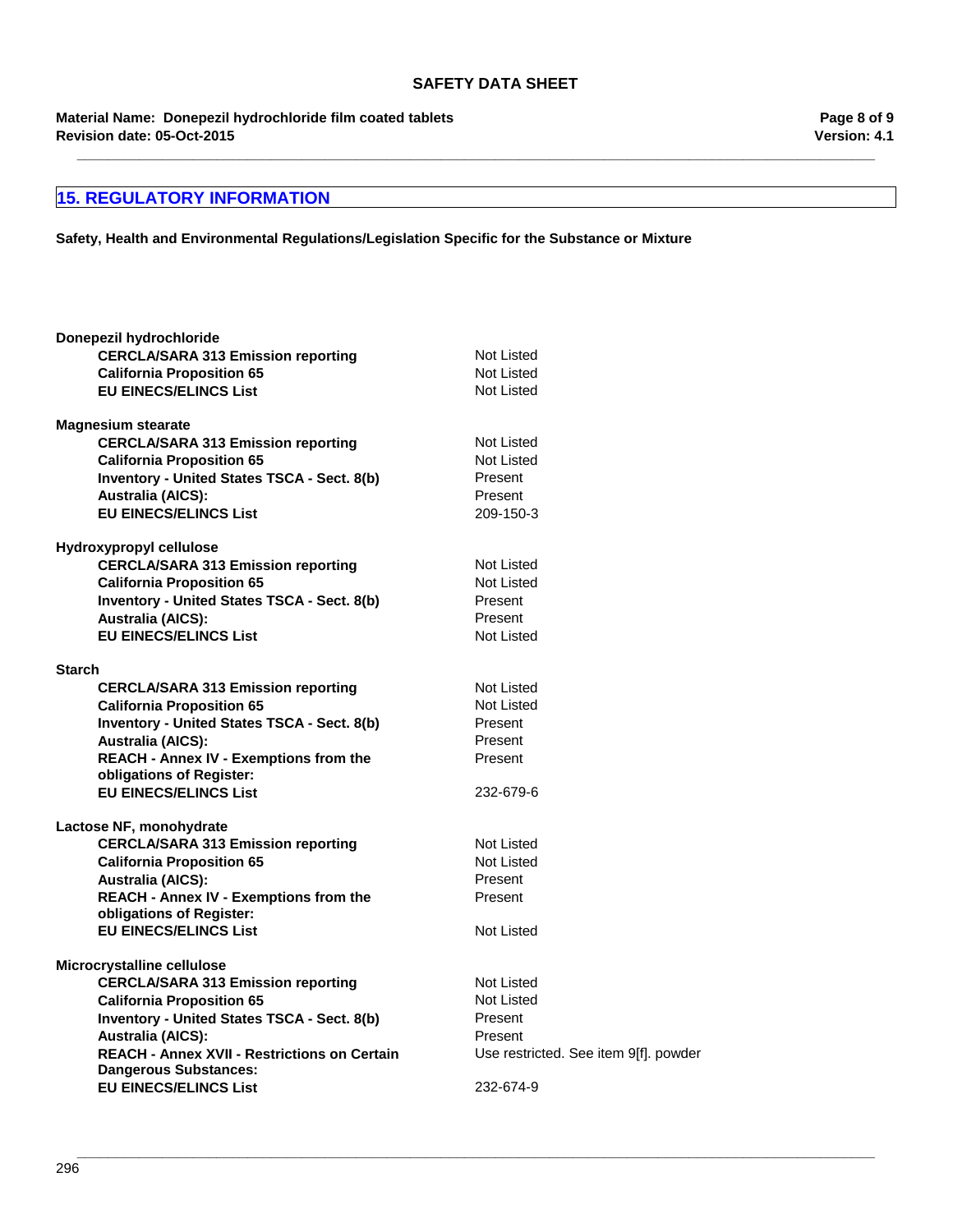## 15. REGULATORY INFORMATION

**Safety, Health and Environmental Regulations/Legislation Specific for the Substance or Mixture**

**Donepezil hydrochloride**

| | |
|---|---|
| **CERCLA/SARA 313 Emission reporting** | Not Listed |
| **California Proposition 65** | Not Listed |
| **EU EINECS/ELINCS List** | Not Listed |

**Magnesium stearate**

| | |
|---|---|
| **CERCLA/SARA 313 Emission reporting** | Not Listed |
| **California Proposition 65** | Not Listed |
| **Inventory - United States TSCA - Sect. 8(b)** | Present |
| **Australia (AICS):** | Present |
| **EU EINECS/ELINCS List** | 209-150-3 |

**Hydroxypropyl cellulose**

| | |
|---|---|
| **CERCLA/SARA 313 Emission reporting** | Not Listed |
| **California Proposition 65** | Not Listed |
| **Inventory - United States TSCA - Sect. 8(b)** | Present |
| **Australia (AICS):** | Present |
| **EU EINECS/ELINCS List** | Not Listed |

**Starch**

| | |
|---|---|
| **CERCLA/SARA 313 Emission reporting** | Not Listed |
| **California Proposition 65** | Not Listed |
| **Inventory - United States TSCA - Sect. 8(b)** | Present |
| **Australia (AICS):** | Present |
| **REACH - Annex IV - Exemptions from the obligations of Register:** | Present |
| **EU EINECS/ELINCS List** | 232-679-6 |

**Lactose NF, monohydrate**

| | |
|---|---|
| **CERCLA/SARA 313 Emission reporting** | Not Listed |
| **California Proposition 65** | Not Listed |
| **Australia (AICS):** | Present |
| **REACH - Annex IV - Exemptions from the obligations of Register:** | Present |
| **EU EINECS/ELINCS List** | Not Listed |

**Microcrystalline cellulose**

| | |
|---|---|
| **CERCLA/SARA 313 Emission reporting** | Not Listed |
| **California Proposition 65** | Not Listed |
| **Inventory - United States TSCA - Sect. 8(b)** | Present |
| **Australia (AICS):** | Present |
| **REACH - Annex XVII - Restrictions on Certain Dangerous Substances:** | Use restricted. See item 9[f]. powder |
| **EU EINECS/ELINCS List** | 232-674-9 |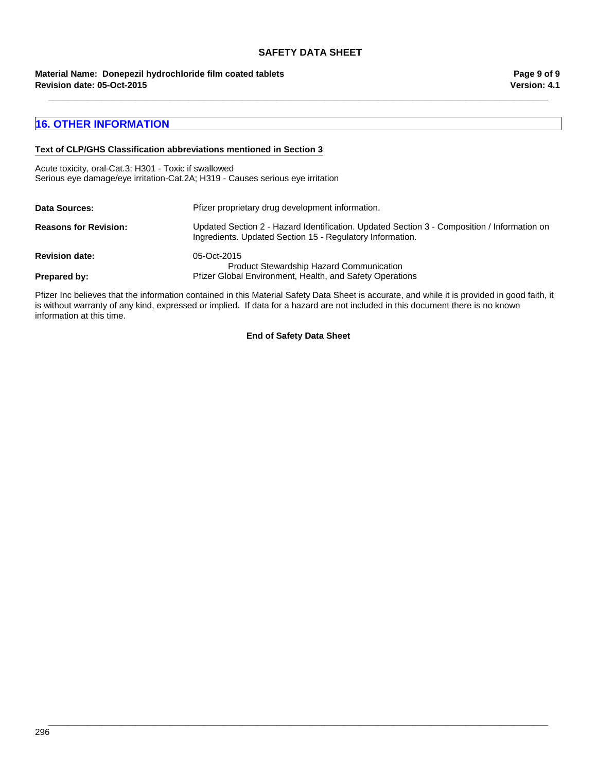## 16. OTHER INFORMATION

**Text of CLP/GHS Classification abbreviations mentioned in Section 3**

Acute toxicity, oral-Cat.3; H301 - Toxic if swallowed
Serious eye damage/eye irritation-Cat.2A; H319 - Causes serious eye irritation

**Data Sources:** Pfizer proprietary drug development information.

**Reasons for Revision:** Updated Section 2 - Hazard Identification. Updated Section 3 - Composition / Information on Ingredients. Updated Section 15 - Regulatory Information.

**Revision date:** 05-Oct-2015

**Prepared by:** Product Stewardship Hazard Communication
Pfizer Global Environment, Health, and Safety Operations

Pfizer Inc believes that the information contained in this Material Safety Data Sheet is accurate, and while it is provided in good faith, it is without warranty of any kind, expressed or implied. If data for a hazard are not included in this document there is no known information at this time.

**End of Safety Data Sheet**